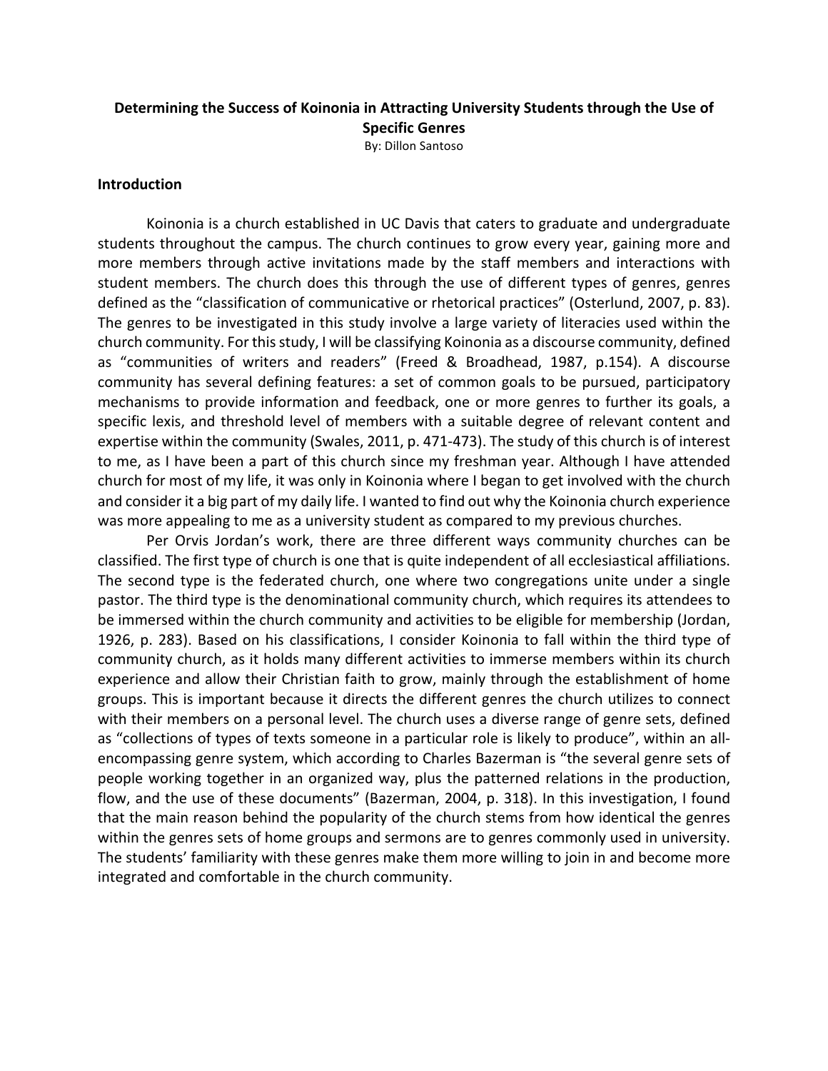# Determining the Success of Koinonia in Attracting University Students through the Use of Specific Genres

By: Dillon Santoso

## Introduction

Koinonia is a church established in UC Davis that caters to graduate and undergraduate students throughout the campus. The church continues to grow every year, gaining more and more members through active invitations made by the staff members and interactions with student members. The church does this through the use of different types of genres, genres defined as the "classification of communicative or rhetorical practices" (Osterlund, 2007, p. 83). The genres to be investigated in this study involve a large variety of literacies used within the church community. For this study, I will be classifying Koinonia as a discourse community, defined as "communities of writers and readers" (Freed & Broadhead, 1987, p.154). A discourse community has several defining features: a set of common goals to be pursued, participatory mechanisms to provide information and feedback, one or more genres to further its goals, a specific lexis, and threshold level of members with a suitable degree of relevant content and expertise within the community (Swales, 2011, p. 471-473). The study of this church is of interest to me, as I have been a part of this church since my freshman year. Although I have attended church for most of my life, it was only in Koinonia where I began to get involved with the church and consider it a big part of my daily life. I wanted to find out why the Koinonia church experience was more appealing to me as a university student as compared to my previous churches.

Per Orvis Jordan's work, there are three different ways community churches can be classified. The first type of church is one that is quite independent of all ecclesiastical affiliations. The second type is the federated church, one where two congregations unite under a single pastor. The third type is the denominational community church, which requires its attendees to be immersed within the church community and activities to be eligible for membership (Jordan, 1926, p. 283). Based on his classifications, I consider Koinonia to fall within the third type of community church, as it holds many different activities to immerse members within its church experience and allow their Christian faith to grow, mainly through the establishment of home groups. This is important because it directs the different genres the church utilizes to connect with their members on a personal level. The church uses a diverse range of genre sets, defined as "collections of types of texts someone in a particular role is likely to produce", within an all-encompassing genre system, which according to Charles Bazerman is "the several genre sets of people working together in an organized way, plus the patterned relations in the production, flow, and the use of these documents" (Bazerman, 2004, p. 318). In this investigation, I found that the main reason behind the popularity of the church stems from how identical the genres within the genres sets of home groups and sermons are to genres commonly used in university. The students' familiarity with these genres make them more willing to join in and become more integrated and comfortable in the church community.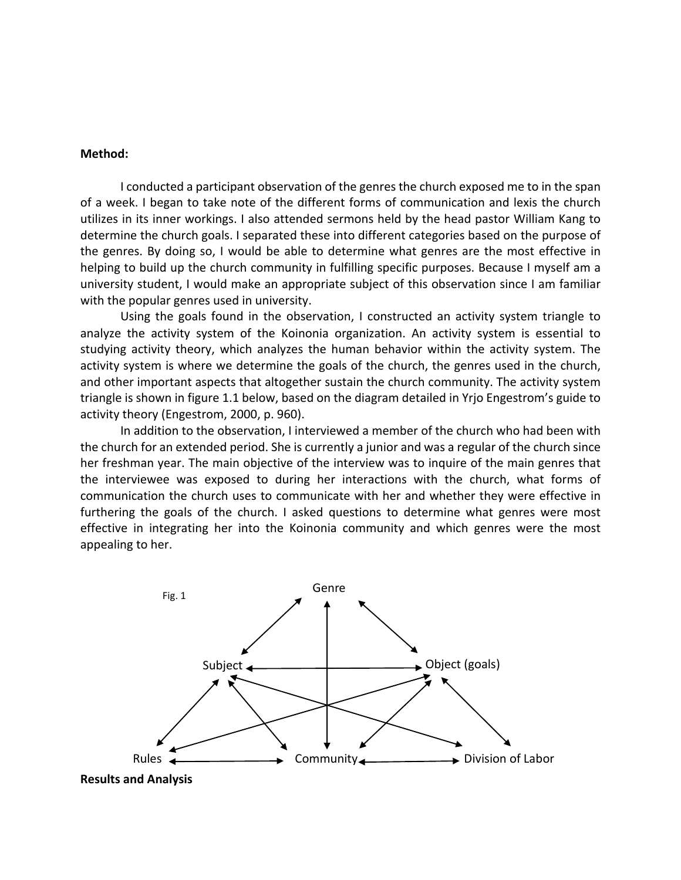**Method:**

I conducted a participant observation of the genres the church exposed me to in the span of a week. I began to take note of the different forms of communication and lexis the church utilizes in its inner workings. I also attended sermons held by the head pastor William Kang to determine the church goals. I separated these into different categories based on the purpose of the genres. By doing so, I would be able to determine what genres are the most effective in helping to build up the church community in fulfilling specific purposes. Because I myself am a university student, I would make an appropriate subject of this observation since I am familiar with the popular genres used in university.

Using the goals found in the observation, I constructed an activity system triangle to analyze the activity system of the Koinonia organization. An activity system is essential to studying activity theory, which analyzes the human behavior within the activity system. The activity system is where we determine the goals of the church, the genres used in the church, and other important aspects that altogether sustain the church community. The activity system triangle is shown in figure 1.1 below, based on the diagram detailed in Yrjo Engestrom's guide to activity theory (Engestrom, 2000, p. 960).

In addition to the observation, I interviewed a member of the church who had been with the church for an extended period. She is currently a junior and was a regular of the church since her freshman year. The main objective of the interview was to inquire of the main genres that the interviewee was exposed to during her interactions with the church, what forms of communication the church uses to communicate with her and whether they were effective in furthering the goals of the church. I asked questions to determine what genres were most effective in integrating her into the Koinonia community and which genres were the most appealing to her.

Fig. 1

Genre

Subject — Object (goals)

Rules — Community — Division of Labor

**Results and Analysis**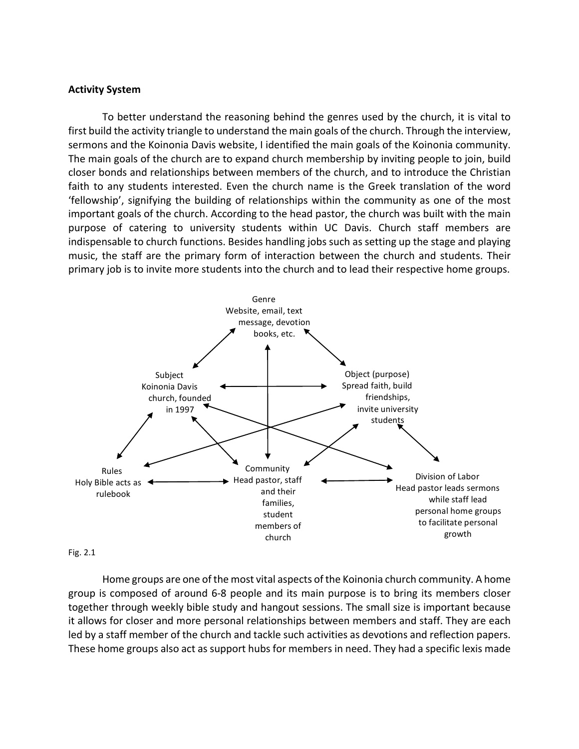**Activity System**

To better understand the reasoning behind the genres used by the church, it is vital to first build the activity triangle to understand the main goals of the church. Through the interview, sermons and the Koinonia Davis website, I identified the main goals of the Koinonia community. The main goals of the church are to expand church membership by inviting people to join, build closer bonds and relationships between members of the church, and to introduce the Christian faith to any students interested. Even the church name is the Greek translation of the word 'fellowship', signifying the building of relationships within the community as one of the most important goals of the church. According to the head pastor, the church was built with the main purpose of catering to university students within UC Davis. Church staff members are indispensable to church functions. Besides handling jobs such as setting up the stage and playing music, the staff are the primary form of interaction between the church and students. Their primary job is to invite more students into the church and to lead their respective home groups.

Genre
Website, email, text message, devotion books, etc.

Subject
Koinonia Davis church, founded in 1997

Object (purpose)
Spread faith, build friendships, invite university students

Rules
Holy Bible acts as rulebook

Community
Head pastor, staff and their families, student members of church

Division of Labor
Head pastor leads sermons while staff lead personal home groups to facilitate personal growth

Fig. 2.1

Home groups are one of the most vital aspects of the Koinonia church community. A home group is composed of around 6-8 people and its main purpose is to bring its members closer together through weekly bible study and hangout sessions. The small size is important because it allows for closer and more personal relationships between members and staff. They are each led by a staff member of the church and tackle such activities as devotions and reflection papers. These home groups also act as support hubs for members in need. They had a specific lexis made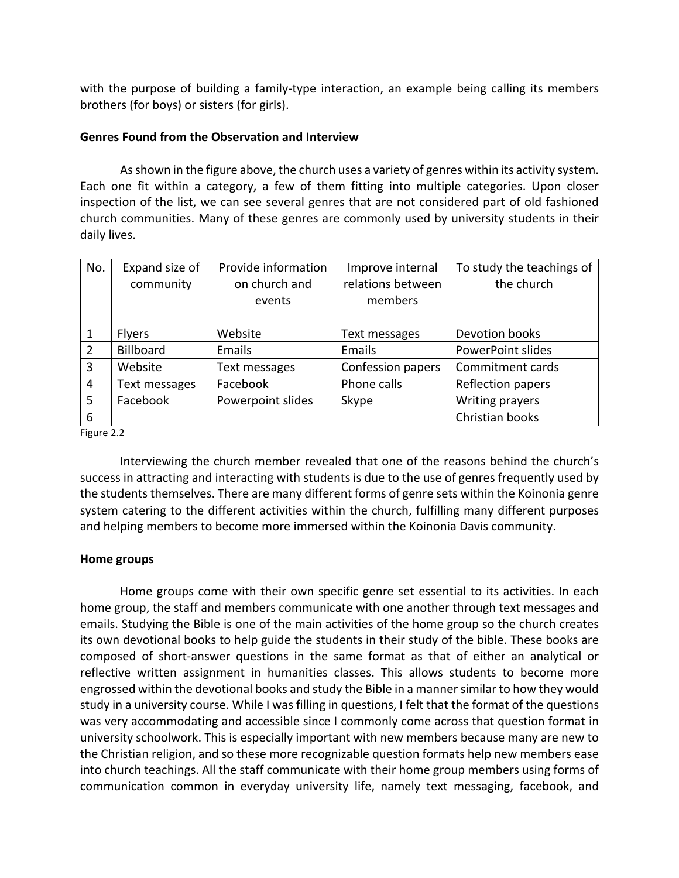with the purpose of building a family-type interaction, an example being calling its members brothers (for boys) or sisters (for girls).

**Genres Found from the Observation and Interview**

As shown in the figure above, the church uses a variety of genres within its activity system. Each one fit within a category, a few of them fitting into multiple categories. Upon closer inspection of the list, we can see several genres that are not considered part of old fashioned church communities. Many of these genres are commonly used by university students in their daily lives.

| No. | Expand size of community | Provide information on church and events | Improve internal relations between members | To study the teachings of the church |
|---|---|---|---|---|
| 1 | Flyers | Website | Text messages | Devotion books |
| 2 | Billboard | Emails | Emails | PowerPoint slides |
| 3 | Website | Text messages | Confession papers | Commitment cards |
| 4 | Text messages | Facebook | Phone calls | Reflection papers |
| 5 | Facebook | Powerpoint slides | Skype | Writing prayers |
| 6 | | | | Christian books |

Figure 2.2

Interviewing the church member revealed that one of the reasons behind the church's success in attracting and interacting with students is due to the use of genres frequently used by the students themselves. There are many different forms of genre sets within the Koinonia genre system catering to the different activities within the church, fulfilling many different purposes and helping members to become more immersed within the Koinonia Davis community.

**Home groups**

Home groups come with their own specific genre set essential to its activities. In each home group, the staff and members communicate with one another through text messages and emails. Studying the Bible is one of the main activities of the home group so the church creates its own devotional books to help guide the students in their study of the bible. These books are composed of short-answer questions in the same format as that of either an analytical or reflective written assignment in humanities classes. This allows students to become more engrossed within the devotional books and study the Bible in a manner similar to how they would study in a university course. While I was filling in questions, I felt that the format of the questions was very accommodating and accessible since I commonly come across that question format in university schoolwork. This is especially important with new members because many are new to the Christian religion, and so these more recognizable question formats help new members ease into church teachings. All the staff communicate with their home group members using forms of communication common in everyday university life, namely text messaging, facebook, and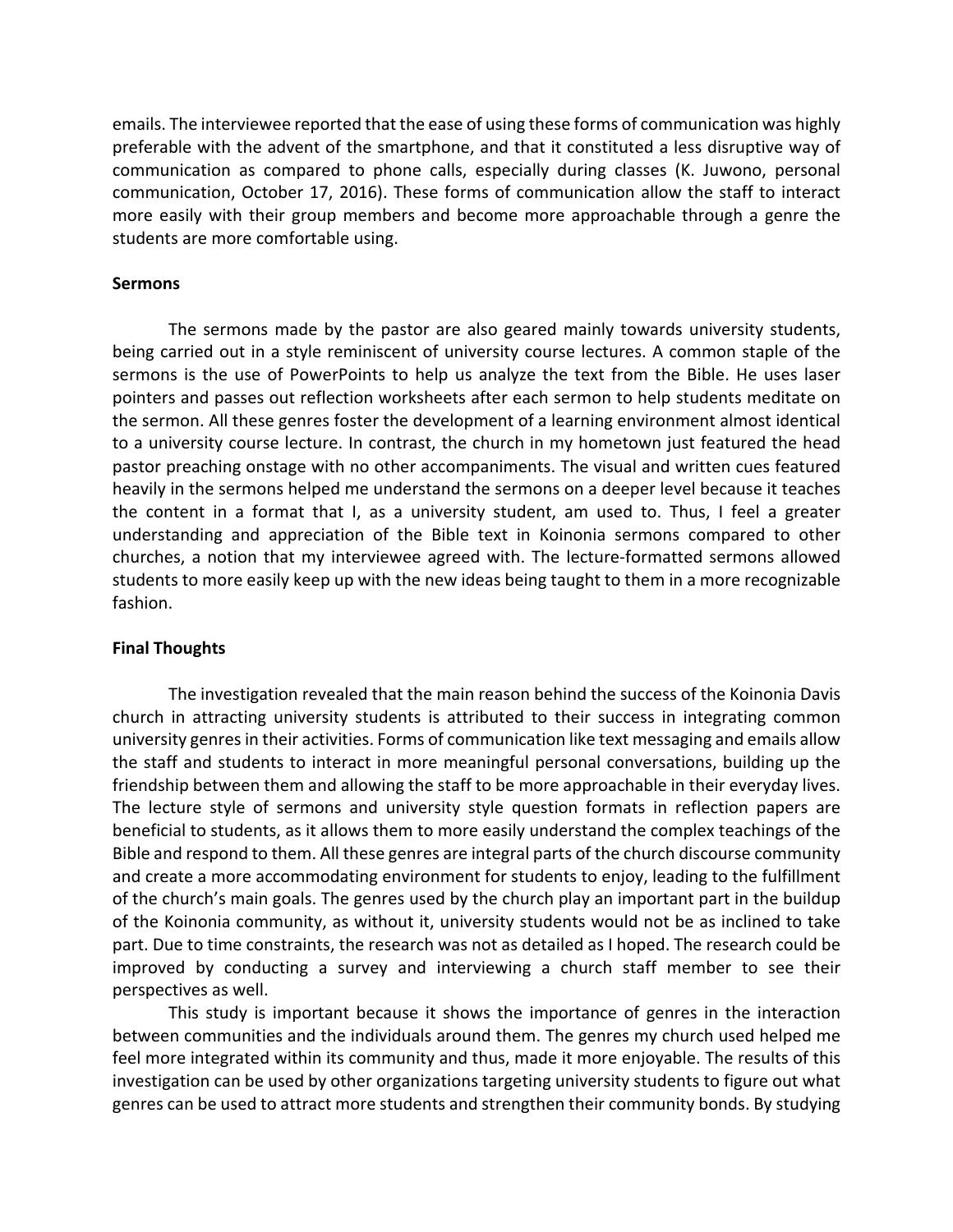emails. The interviewee reported that the ease of using these forms of communication was highly preferable with the advent of the smartphone, and that it constituted a less disruptive way of communication as compared to phone calls, especially during classes (K. Juwono, personal communication, October 17, 2016). These forms of communication allow the staff to interact more easily with their group members and become more approachable through a genre the students are more comfortable using.

**Sermons**

The sermons made by the pastor are also geared mainly towards university students, being carried out in a style reminiscent of university course lectures. A common staple of the sermons is the use of PowerPoints to help us analyze the text from the Bible. He uses laser pointers and passes out reflection worksheets after each sermon to help students meditate on the sermon. All these genres foster the development of a learning environment almost identical to a university course lecture. In contrast, the church in my hometown just featured the head pastor preaching onstage with no other accompaniments. The visual and written cues featured heavily in the sermons helped me understand the sermons on a deeper level because it teaches the content in a format that I, as a university student, am used to. Thus, I feel a greater understanding and appreciation of the Bible text in Koinonia sermons compared to other churches, a notion that my interviewee agreed with. The lecture-formatted sermons allowed students to more easily keep up with the new ideas being taught to them in a more recognizable fashion.

**Final Thoughts**

The investigation revealed that the main reason behind the success of the Koinonia Davis church in attracting university students is attributed to their success in integrating common university genres in their activities. Forms of communication like text messaging and emails allow the staff and students to interact in more meaningful personal conversations, building up the friendship between them and allowing the staff to be more approachable in their everyday lives. The lecture style of sermons and university style question formats in reflection papers are beneficial to students, as it allows them to more easily understand the complex teachings of the Bible and respond to them. All these genres are integral parts of the church discourse community and create a more accommodating environment for students to enjoy, leading to the fulfillment of the church's main goals. The genres used by the church play an important part in the buildup of the Koinonia community, as without it, university students would not be as inclined to take part. Due to time constraints, the research was not as detailed as I hoped. The research could be improved by conducting a survey and interviewing a church staff member to see their perspectives as well.

This study is important because it shows the importance of genres in the interaction between communities and the individuals around them. The genres my church used helped me feel more integrated within its community and thus, made it more enjoyable. The results of this investigation can be used by other organizations targeting university students to figure out what genres can be used to attract more students and strengthen their community bonds. By studying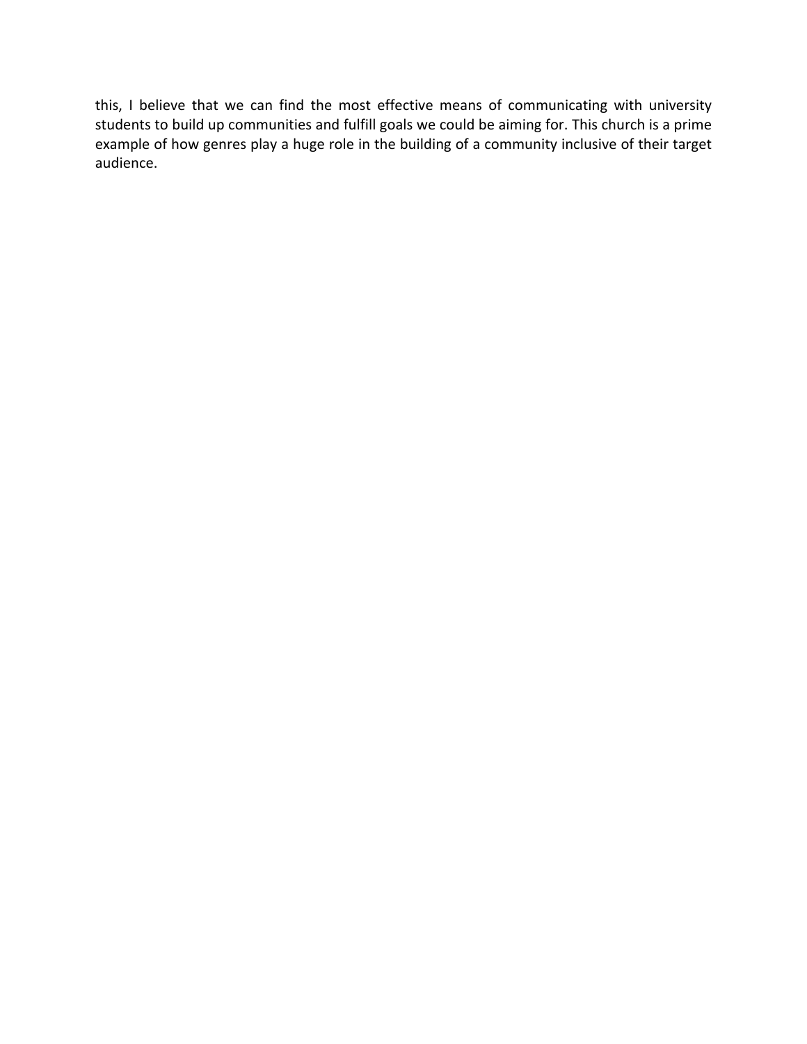this, I believe that we can find the most effective means of communicating with university students to build up communities and fulfill goals we could be aiming for. This church is a prime example of how genres play a huge role in the building of a community inclusive of their target audience.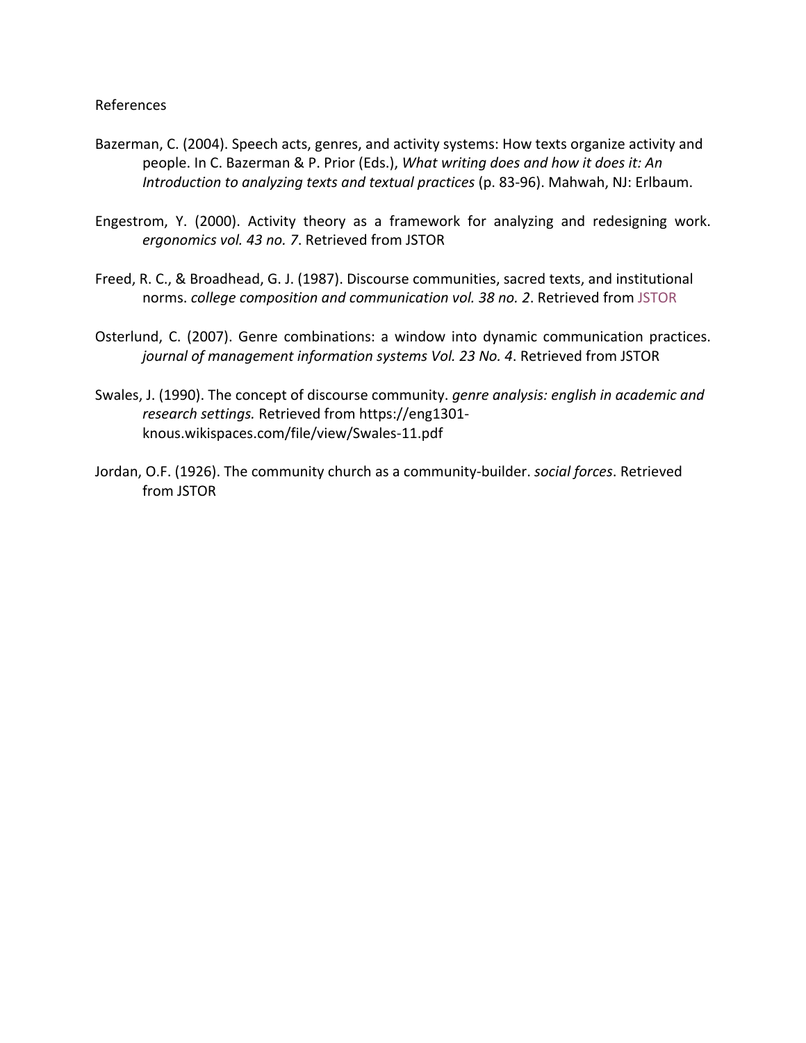References

Bazerman, C. (2004). Speech acts, genres, and activity systems: How texts organize activity and people. In C. Bazerman & P. Prior (Eds.), *What writing does and how it does it: An Introduction to analyzing texts and textual practices* (p. 83-96). Mahwah, NJ: Erlbaum.

Engestrom, Y. (2000). Activity theory as a framework for analyzing and redesigning work. *ergonomics vol. 43 no. 7*. Retrieved from JSTOR

Freed, R. C., & Broadhead, G. J. (1987). Discourse communities, sacred texts, and institutional norms. *college composition and communication vol. 38 no. 2*. Retrieved from JSTOR

Osterlund, C. (2007). Genre combinations: a window into dynamic communication practices. *journal of management information systems Vol. 23 No. 4*. Retrieved from JSTOR

Swales, J. (1990). The concept of discourse community. *genre analysis: english in academic and research settings.* Retrieved from https://eng1301-knous.wikispaces.com/file/view/Swales-11.pdf

Jordan, O.F. (1926). The community church as a community-builder. *social forces*. Retrieved from JSTOR